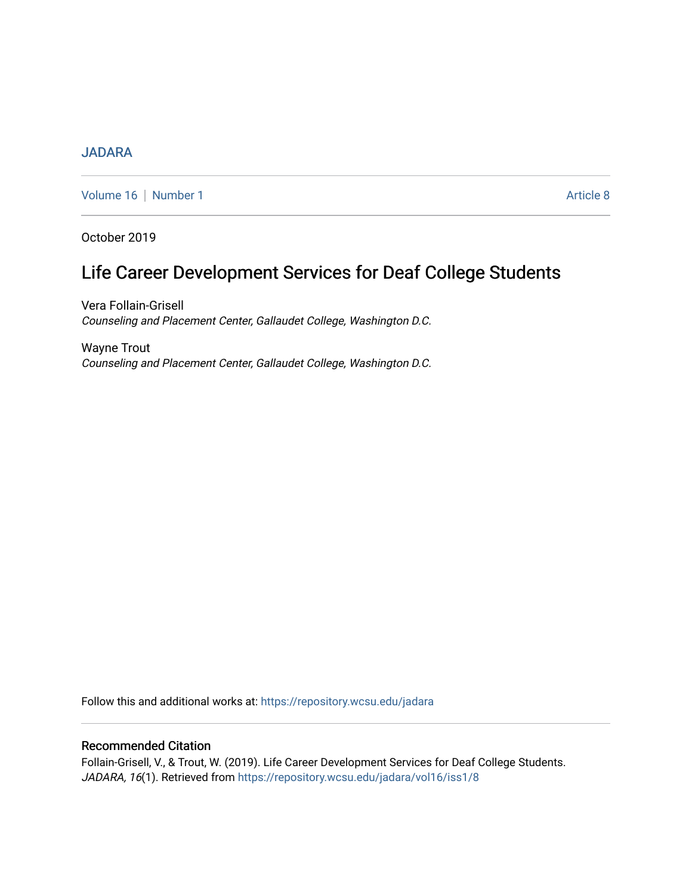JADARA

Volume 16 | Number 1 Article 8

October 2019

# Life Career Development Services for Deaf College Students

Vera Follain-Grisell
*Counseling and Placement Center, Gallaudet College, Washington D.C.*

Wayne Trout
*Counseling and Placement Center, Gallaudet College, Washington D.C.*

Follow this and additional works at: https://repository.wcsu.edu/jadara

## Recommended Citation

Follain-Grisell, V., & Trout, W. (2019). Life Career Development Services for Deaf College Students. *JADARA, 16*(1). Retrieved from https://repository.wcsu.edu/jadara/vol16/iss1/8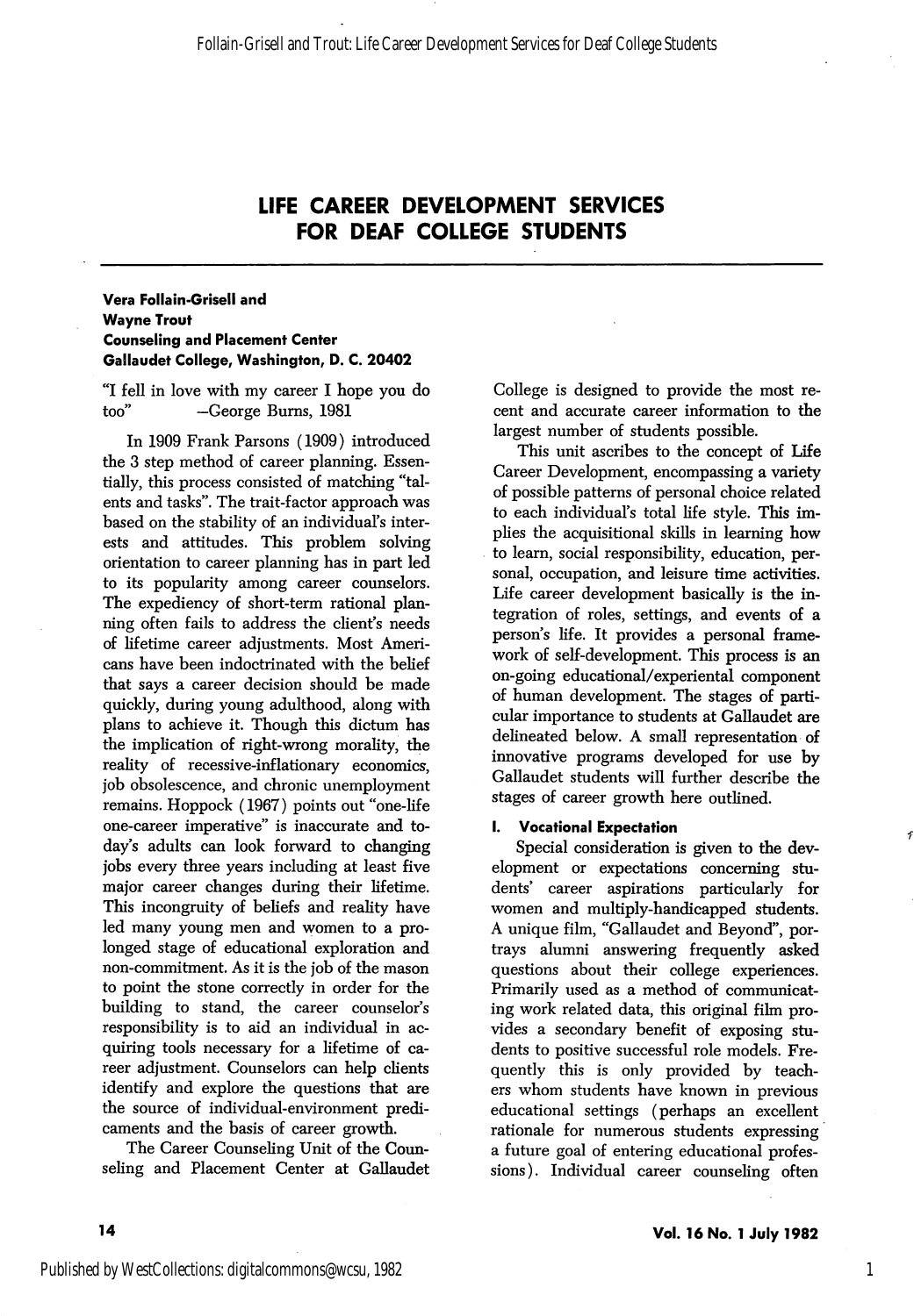# LIFE CAREER DEVELOPMENT SERVICES FOR DEAF COLLEGE STUDENTS

**Vera Follain-Grisell and**
**Wayne Trout**
**Counseling and Placement Center**
**Gallaudet College, Washington, D. C. 20402**

"I fell in love with my career I hope you do too" —George Burns, 1981

In 1909 Frank Parsons (1909) introduced the 3 step method of career planning. Essentially, this process consisted of matching "talents and tasks". The trait-factor approach was based on the stability of an individual's interests and attitudes. This problem solving orientation to career planning has in part led to its popularity among career counselors. The expediency of short-term rational planning often fails to address the client's needs of lifetime career adjustments. Most Americans have been indoctrinated with the belief that says a career decision should be made quickly, during young adulthood, along with plans to achieve it. Though this dictum has the implication of right-wrong morality, the reality of recessive-inflationary economics, job obsolescence, and chronic unemployment remains. Hoppock (1967) points out "one-life one-career imperative" is inaccurate and today's adults can look forward to changing jobs every three years including at least five major career changes during their lifetime. This incongruity of beliefs and reality have led many young men and women to a prolonged stage of educational exploration and non-commitment. As it is the job of the mason to point the stone correctly in order for the building to stand, the career counselor's responsibility is to aid an individual in acquiring tools necessary for a lifetime of career adjustment. Counselors can help clients identify and explore the questions that are the source of individual-environment predicaments and the basis of career growth.

The Career Counseling Unit of the Counseling and Placement Center at Gallaudet College is designed to provide the most recent and accurate career information to the largest number of students possible.

This unit ascribes to the concept of Life Career Development, encompassing a variety of possible patterns of personal choice related to each individual's total life style. This implies the acquisitional skills in learning how to learn, social responsibility, education, personal, occupation, and leisure time activities. Life career development basically is the integration of roles, settings, and events of a person's life. It provides a personal framework of self-development. This process is an on-going educational/experiental component of human development. The stages of particular importance to students at Gallaudet are delineated below. A small representation of innovative programs developed for use by Gallaudet students will further describe the stages of career growth here outlined.

## I. Vocational Expectation

Special consideration is given to the development or expectations concerning students' career aspirations particularly for women and multiply-handicapped students. A unique film, "Gallaudet and Beyond", portrays alumni answering frequently asked questions about their college experiences. Primarily used as a method of communicating work related data, this original film provides a secondary benefit of exposing students to positive successful role models. Frequently this is only provided by teachers whom students have known in previous educational settings (perhaps an excellent rationale for numerous students expressing a future goal of entering educational professions). Individual career counseling often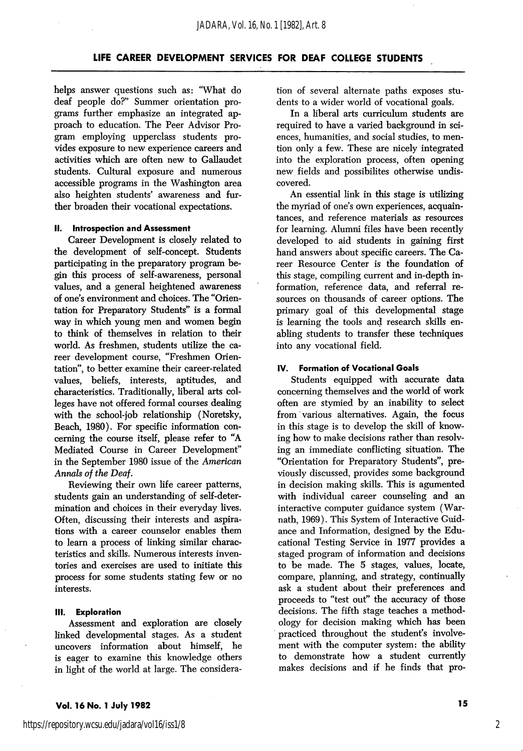helps answer questions such as: "What do deaf people do?" Summer orientation programs further emphasize an integrated approach to education. The Peer Advisor Program employing upperclass students provides exposure to new experience careers and activities which are often new to Gallaudet students. Cultural exposure and numerous accessible programs in the Washington area also heighten students' awareness and further broaden their vocational expectations.

#### II. Introspection and Assessment

Career Development is closely related to the development of self-concept. Students participating in the preparatory program begin this process of self-awareness, personal values, and a general heightened awareness of one's environment and choices. The "Orientation for Preparatory Students" is a formal way in which young men and women begin to think of themselves in relation to their world. As freshmen, students utilize the career development course, "Freshmen Orientation", to better examine their career-related values, beliefs, interests, aptitudes, and characteristics. Traditionally, liberal arts colleges have not offered formal courses dealing with the school-job relationship (Noretsky, Beach, 1980). For specific information concerning the course itself, please refer to "A Mediated Course in Career Development" in the September 1980 issue of the *American Annals of the Deaf*.

Reviewing their own life career patterns, students gain an understanding of self-determination and choices in their everyday lives. Often, discussing their interests and aspirations with a career counselor enables them to learn a process of linking similar characteristics and skills. Numerous interests inventories and exercises are used to initiate this process for some students stating few or no interests.

#### III. Exploration

Assessment and exploration are closely linked developmental stages. As a student uncovers information about himself, he is eager to examine this knowledge others in light of the world at large. The consideration of several alternate paths exposes students to a wider world of vocational goals.

In a liberal arts curriculum students are required to have a varied background in sciences, humanities, and social studies, to mention only a few. These are nicely integrated into the exploration process, often opening new fields and possibilites otherwise undiscovered.

An essential link in this stage is utilizing the myriad of one's own experiences, acquaintances, and reference materials as resources for learning. Alumni files have been recently developed to aid students in gaining first hand answers about specific careers. The Career Resource Center is the foundation of this stage, compiling current and in-depth information, reference data, and referral resources on thousands of career options. The primary goal of this developmental stage is learning the tools and research skills enabling students to transfer these techniques into any vocational field.

#### IV. Formation of Vocational Goals

Students equipped with accurate data concerning themselves and the world of work often are stymied by an inability to select from various alternatives. Again, the focus in this stage is to develop the skill of knowing how to make decisions rather than resolving an immediate conflicting situation. The "Orientation for Preparatory Students", previously discussed, provides some background in decision making skills. This is agumented with individual career counseling and an interactive computer guidance system (Warnath, 1969). This System of Interactive Guidance and Information, designed by the Educational Testing Service in 1977 provides a staged program of information and decisions to be made. The 5 stages, values, locate, compare, planning, and strategy, continually ask a student about their preferences and proceeds to "test out" the accuracy of those decisions. The fifth stage teaches a methodology for decision making which has been practiced throughout the student's involvement with the computer system: the ability to demonstrate how a student currently makes decisions and if he finds that pro-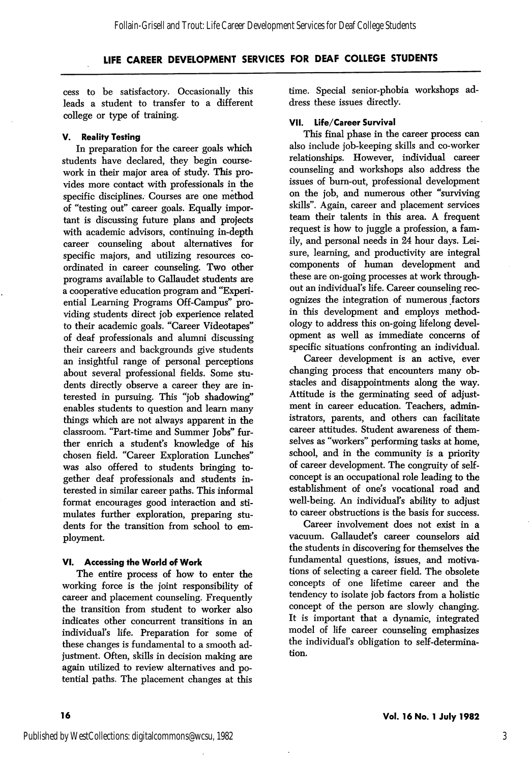cess to be satisfactory. Occasionally this leads a student to transfer to a different college or type of training.

### V. Reality Testing

In preparation for the career goals which students have declared, they begin coursework in their major area of study. This provides more contact with professionals in the specific disciplines. Courses are one method of "testing out" career goals. Equally important is discussing future plans and projects with academic advisors, continuing in-depth career counseling about alternatives for specific majors, and utilizing resources coordinated in career counseling. Two other programs available to Gallaudet students are a cooperative education program and "Experiential Learning Programs Off-Campus" providing students direct job experience related to their academic goals. "Career Videotapes" of deaf professionals and alumni discussing their careers and backgrounds give students an insightful range of personal perceptions about several professional fields. Some students directly observe a career they are interested in pursuing. This "job shadowing" enables students to question and learn many things which are not always apparent in the classroom. "Part-time and Summer Jobs" further enrich a student's knowledge of his chosen field. "Career Exploration Lunches" was also offered to students bringing together deaf professionals and students interested in similar career paths. This informal format encourages good interaction and stimulates further exploration, preparing students for the transition from school to employment.

### VI. Accessing the World of Work

The entire process of how to enter the working force is the joint responsibility of career and placement counseling. Frequently the transition from student to worker also indicates other concurrent transitions in an individual's life. Preparation for some of these changes is fundamental to a smooth adjustment. Often, skills in decision making are again utilized to review alternatives and potential paths. The placement changes at this time. Special senior-phobia workshops address these issues directly.

### VII. Life/Career Survival

This final phase in the career process can also include job-keeping skills and co-worker relationships. However, individual career counseling and workshops also address the issues of burn-out, professional development on the job, and numerous other "surviving skills". Again, career and placement services team their talents in this area. A frequent request is how to juggle a profession, a family, and personal needs in 24 hour days. Leisure, learning, and productivity are integral components of human development and these are on-going processes at work throughout an individual's life. Career counseling recognizes the integration of numerous factors in this development and employs methodology to address this on-going lifelong development as well as immediate concerns of specific situations confronting an individual.

Career development is an active, ever changing process that encounters many obstacles and disappointments along the way. Attitude is the germinating seed of adjustment in career education. Teachers, administrators, parents, and others can facilitate career attitudes. Student awareness of themselves as "workers" performing tasks at home, school, and in the community is a priority of career development. The congruity of self-concept is an occupational role leading to the establishment of one's vocational road and well-being. An individual's ability to adjust to career obstructions is the basis for success.

Career involvement does not exist in a vacuum. Gallaudet's career counselors aid the students in discovering for themselves the fundamental questions, issues, and motivations of selecting a career field. The obsolete concepts of one lifetime career and the tendency to isolate job factors from a holistic concept of the person are slowly changing. It is important that a dynamic, integrated model of life career counseling emphasizes the individual's obligation to self-determination.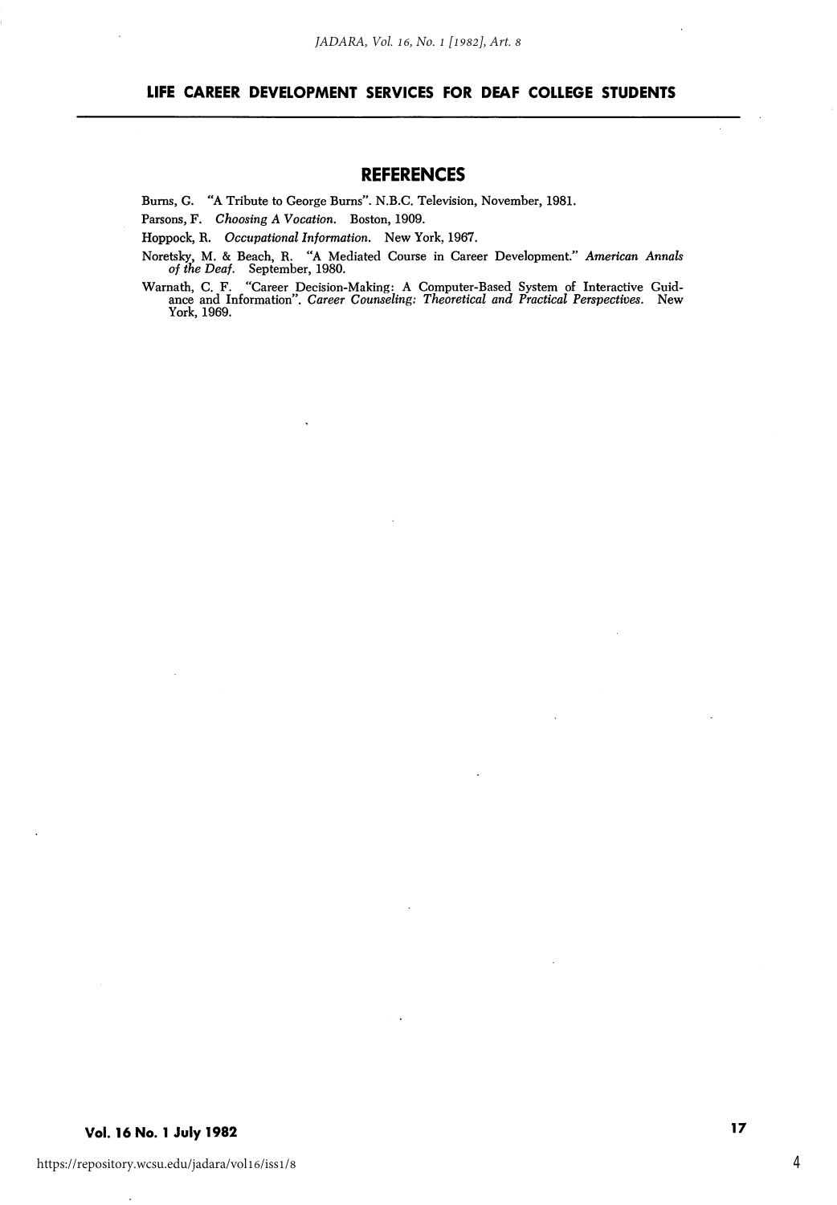## REFERENCES

Burns, G. "A Tribute to George Burns". N.B.C. Television, November, 1981.

Parsons, F. *Choosing A Vocation.* Boston, 1909.

Hoppock, R. *Occupational Information.* New York, 1967.

Noretsky, M. & Beach, R. "A Mediated Course in Career Development." *American Annals of the Deaf.* September, 1980.

Warnath, C. F. "Career Decision-Making: A Computer-Based System of Interactive Guidance and Information". *Career Counseling: Theoretical and Practical Perspectives.* New York, 1969.